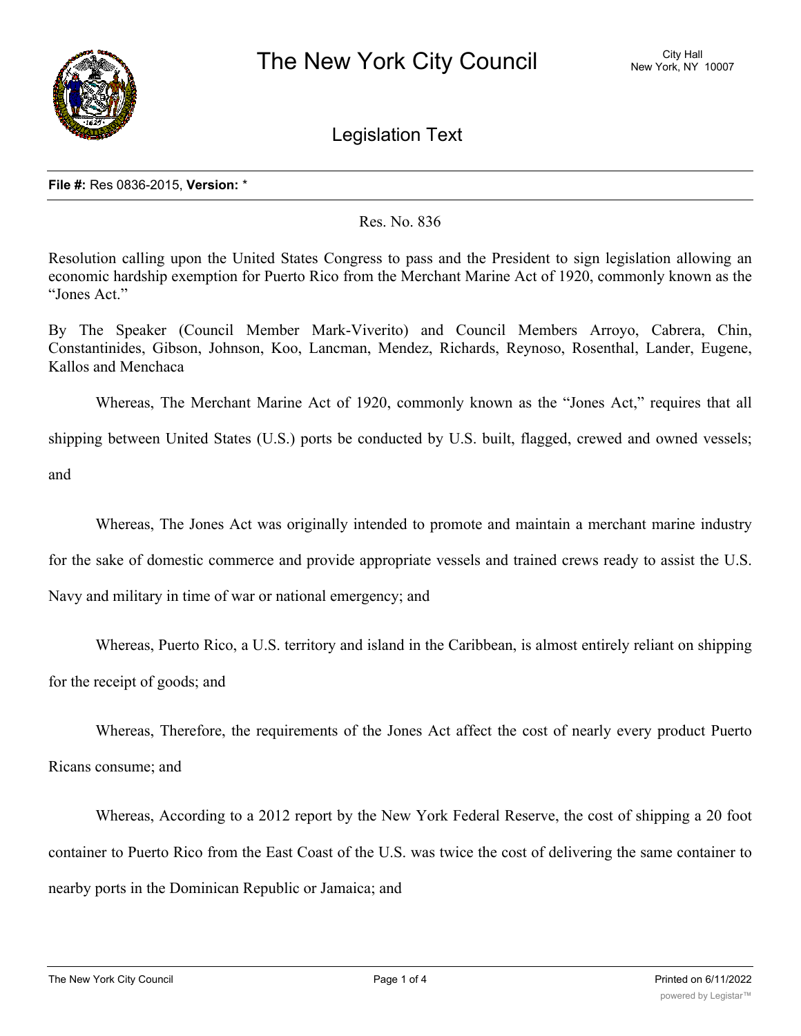# The New York City Council

City Hall
New York, NY 10007

## Legislation Text

**File #:** Res 0836-2015, **Version:** *

Res. No. 836

Resolution calling upon the United States Congress to pass and the President to sign legislation allowing an economic hardship exemption for Puerto Rico from the Merchant Marine Act of 1920, commonly known as the "Jones Act."

By The Speaker (Council Member Mark-Viverito) and Council Members Arroyo, Cabrera, Chin, Constantinides, Gibson, Johnson, Koo, Lancman, Mendez, Richards, Reynoso, Rosenthal, Lander, Eugene, Kallos and Menchaca

Whereas, The Merchant Marine Act of 1920, commonly known as the "Jones Act," requires that all shipping between United States (U.S.) ports be conducted by U.S. built, flagged, crewed and owned vessels; and

Whereas, The Jones Act was originally intended to promote and maintain a merchant marine industry for the sake of domestic commerce and provide appropriate vessels and trained crews ready to assist the U.S. Navy and military in time of war or national emergency; and

Whereas, Puerto Rico, a U.S. territory and island in the Caribbean, is almost entirely reliant on shipping for the receipt of goods; and

Whereas, Therefore, the requirements of the Jones Act affect the cost of nearly every product Puerto Ricans consume; and

Whereas, According to a 2012 report by the New York Federal Reserve, the cost of shipping a 20 foot container to Puerto Rico from the East Coast of the U.S. was twice the cost of delivering the same container to nearby ports in the Dominican Republic or Jamaica; and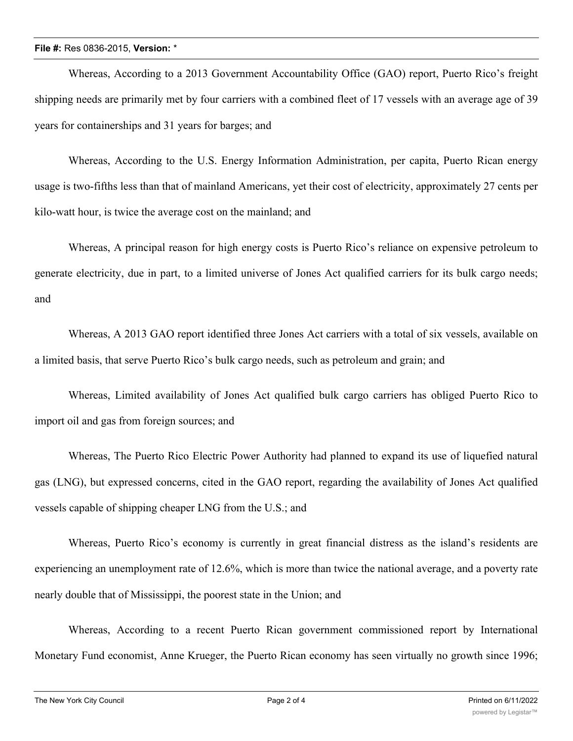Whereas, According to a 2013 Government Accountability Office (GAO) report, Puerto Rico's freight shipping needs are primarily met by four carriers with a combined fleet of 17 vessels with an average age of 39 years for containerships and 31 years for barges; and

Whereas, According to the U.S. Energy Information Administration, per capita, Puerto Rican energy usage is two-fifths less than that of mainland Americans, yet their cost of electricity, approximately 27 cents per kilo-watt hour, is twice the average cost on the mainland; and

Whereas, A principal reason for high energy costs is Puerto Rico's reliance on expensive petroleum to generate electricity, due in part, to a limited universe of Jones Act qualified carriers for its bulk cargo needs; and

Whereas, A 2013 GAO report identified three Jones Act carriers with a total of six vessels, available on a limited basis, that serve Puerto Rico's bulk cargo needs, such as petroleum and grain; and

Whereas, Limited availability of Jones Act qualified bulk cargo carriers has obliged Puerto Rico to import oil and gas from foreign sources; and

Whereas, The Puerto Rico Electric Power Authority had planned to expand its use of liquefied natural gas (LNG), but expressed concerns, cited in the GAO report, regarding the availability of Jones Act qualified vessels capable of shipping cheaper LNG from the U.S.; and

Whereas, Puerto Rico's economy is currently in great financial distress as the island's residents are experiencing an unemployment rate of 12.6%, which is more than twice the national average, and a poverty rate nearly double that of Mississippi, the poorest state in the Union; and

Whereas, According to a recent Puerto Rican government commissioned report by International Monetary Fund economist, Anne Krueger, the Puerto Rican economy has seen virtually no growth since 1996;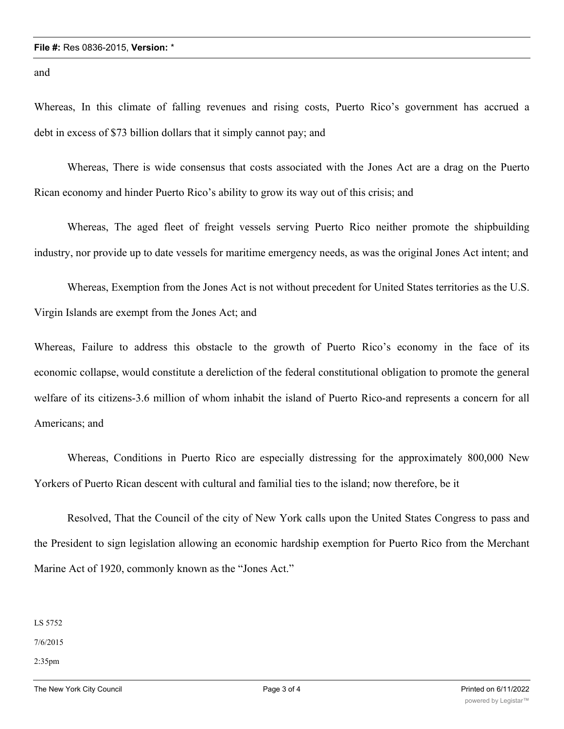and

Whereas, In this climate of falling revenues and rising costs, Puerto Rico's government has accrued a debt in excess of $73 billion dollars that it simply cannot pay; and

Whereas, There is wide consensus that costs associated with the Jones Act are a drag on the Puerto Rican economy and hinder Puerto Rico's ability to grow its way out of this crisis; and

Whereas, The aged fleet of freight vessels serving Puerto Rico neither promote the shipbuilding industry, nor provide up to date vessels for maritime emergency needs, as was the original Jones Act intent; and

Whereas, Exemption from the Jones Act is not without precedent for United States territories as the U.S. Virgin Islands are exempt from the Jones Act; and

Whereas, Failure to address this obstacle to the growth of Puerto Rico's economy in the face of its economic collapse, would constitute a dereliction of the federal constitutional obligation to promote the general welfare of its citizens-3.6 million of whom inhabit the island of Puerto Rico-and represents a concern for all Americans; and

Whereas, Conditions in Puerto Rico are especially distressing for the approximately 800,000 New Yorkers of Puerto Rican descent with cultural and familial ties to the island; now therefore, be it

Resolved, That the Council of the city of New York calls upon the United States Congress to pass and the President to sign legislation allowing an economic hardship exemption for Puerto Rico from the Merchant Marine Act of 1920, commonly known as the "Jones Act."

LS 5752

7/6/2015

2:35pm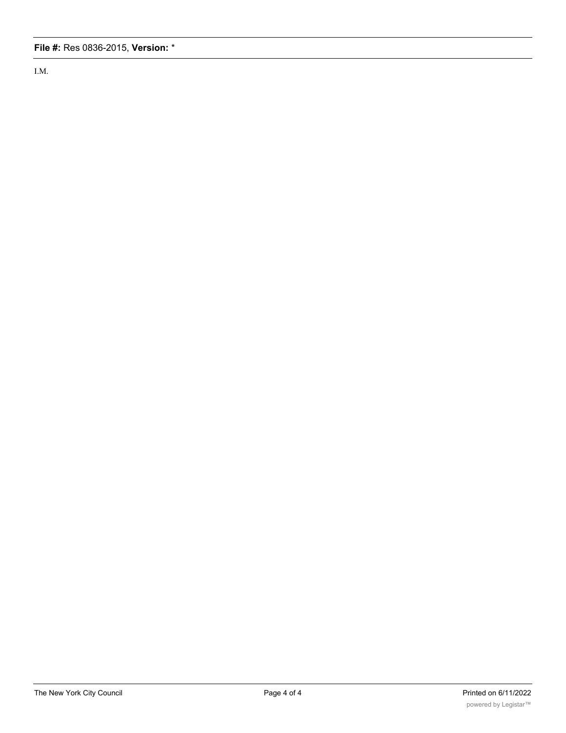I.M.